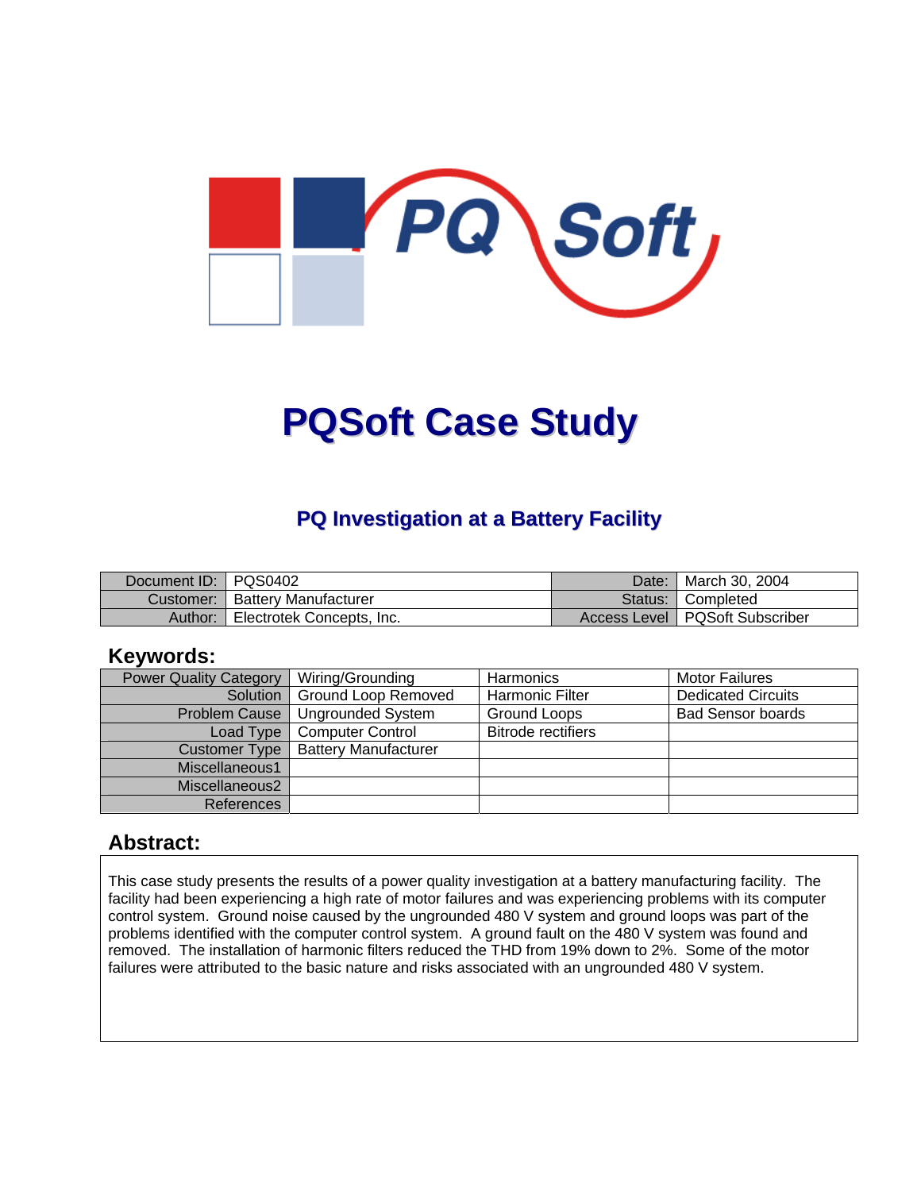# PQSoft Case Study

## PQ Investigation at a Battery Facility

| Document ID: | PQS0402 | Date: | March 30, 2004 |
|---|---|---|---|
| Customer: | Battery Manufacturer | Status: | Completed |
| Author: | Electrotek Concepts, Inc. | Access Level | PQSoft Subscriber |

## Keywords:

| Power Quality Category | Wiring/Grounding | Harmonics | Motor Failures |
|---|---|---|---|
| Solution | Ground Loop Removed | Harmonic Filter | Dedicated Circuits |
| Problem Cause | Ungrounded System | Ground Loops | Bad Sensor boards |
| Load Type | Computer Control | Bitrode rectifiers | |
| Customer Type | Battery Manufacturer | | |
| Miscellaneous1 | | | |
| Miscellaneous2 | | | |
| References | | | |

## Abstract:

This case study presents the results of a power quality investigation at a battery manufacturing facility. The facility had been experiencing a high rate of motor failures and was experiencing problems with its computer control system. Ground noise caused by the ungrounded 480 V system and ground loops was part of the problems identified with the computer control system. A ground fault on the 480 V system was found and removed. The installation of harmonic filters reduced the THD from 19% down to 2%. Some of the motor failures were attributed to the basic nature and risks associated with an ungrounded 480 V system.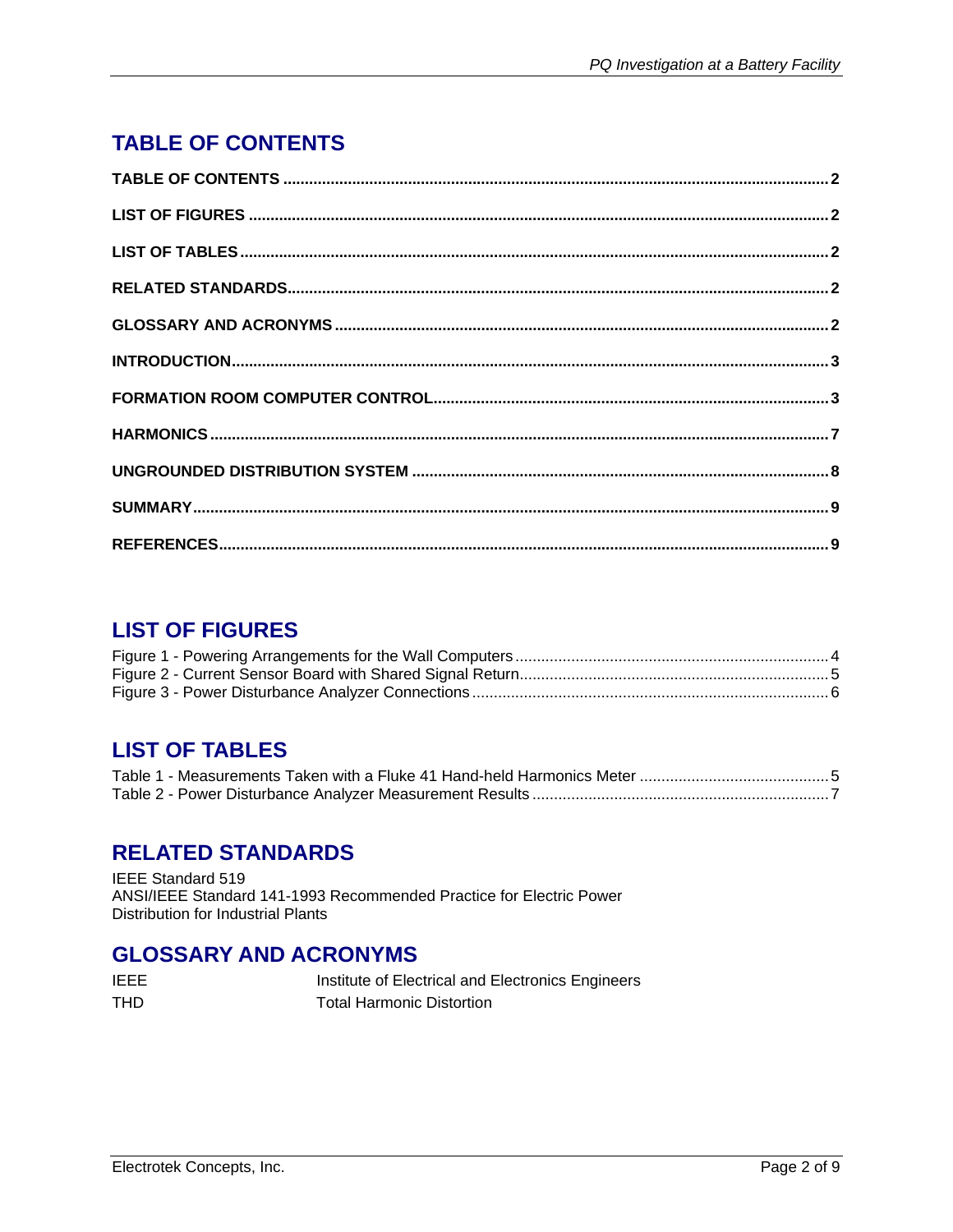## TABLE OF CONTENTS

**TABLE OF CONTENTS** .......... **2**

**LIST OF FIGURES** .......... **2**

**LIST OF TABLES** .......... **2**

**RELATED STANDARDS** .......... **2**

**GLOSSARY AND ACRONYMS** .......... **2**

**INTRODUCTION** .......... **3**

**FORMATION ROOM COMPUTER CONTROL** .......... **3**

**HARMONICS** .......... **7**

**UNGROUNDED DISTRIBUTION SYSTEM** .......... **8**

**SUMMARY** .......... **9**

**REFERENCES** .......... **9**

## LIST OF FIGURES

Figure 1 - Powering Arrangements for the Wall Computers .......... 4
Figure 2 - Current Sensor Board with Shared Signal Return .......... 5
Figure 3 - Power Disturbance Analyzer Connections .......... 6

## LIST OF TABLES

Table 1 - Measurements Taken with a Fluke 41 Hand-held Harmonics Meter .......... 5
Table 2 - Power Disturbance Analyzer Measurement Results .......... 7

## RELATED STANDARDS

IEEE Standard 519
ANSI/IEEE Standard 141-1993 Recommended Practice for Electric Power Distribution for Industrial Plants

## GLOSSARY AND ACRONYMS

| | |
|---|---|
| IEEE | Institute of Electrical and Electronics Engineers |
| THD | Total Harmonic Distortion |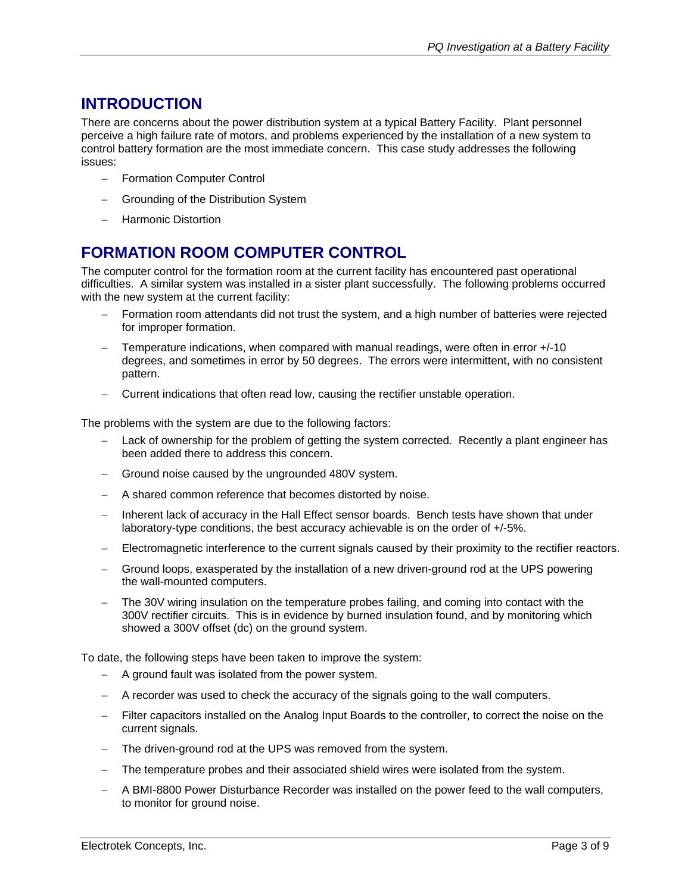## INTRODUCTION

There are concerns about the power distribution system at a typical Battery Facility. Plant personnel perceive a high failure rate of motors, and problems experienced by the installation of a new system to control battery formation are the most immediate concern. This case study addresses the following issues:

- Formation Computer Control
- Grounding of the Distribution System
- Harmonic Distortion

## FORMATION ROOM COMPUTER CONTROL

The computer control for the formation room at the current facility has encountered past operational difficulties. A similar system was installed in a sister plant successfully. The following problems occurred with the new system at the current facility:

- Formation room attendants did not trust the system, and a high number of batteries were rejected for improper formation.
- Temperature indications, when compared with manual readings, were often in error +/-10 degrees, and sometimes in error by 50 degrees. The errors were intermittent, with no consistent pattern.
- Current indications that often read low, causing the rectifier unstable operation.

The problems with the system are due to the following factors:

- Lack of ownership for the problem of getting the system corrected. Recently a plant engineer has been added there to address this concern.
- Ground noise caused by the ungrounded 480V system.
- A shared common reference that becomes distorted by noise.
- Inherent lack of accuracy in the Hall Effect sensor boards. Bench tests have shown that under laboratory-type conditions, the best accuracy achievable is on the order of +/-5%.
- Electromagnetic interference to the current signals caused by their proximity to the rectifier reactors.
- Ground loops, exasperated by the installation of a new driven-ground rod at the UPS powering the wall-mounted computers.
- The 30V wiring insulation on the temperature probes failing, and coming into contact with the 300V rectifier circuits. This is in evidence by burned insulation found, and by monitoring which showed a 300V offset (dc) on the ground system.

To date, the following steps have been taken to improve the system:

- A ground fault was isolated from the power system.
- A recorder was used to check the accuracy of the signals going to the wall computers.
- Filter capacitors installed on the Analog Input Boards to the controller, to correct the noise on the current signals.
- The driven-ground rod at the UPS was removed from the system.
- The temperature probes and their associated shield wires were isolated from the system.
- A BMI-8800 Power Disturbance Recorder was installed on the power feed to the wall computers, to monitor for ground noise.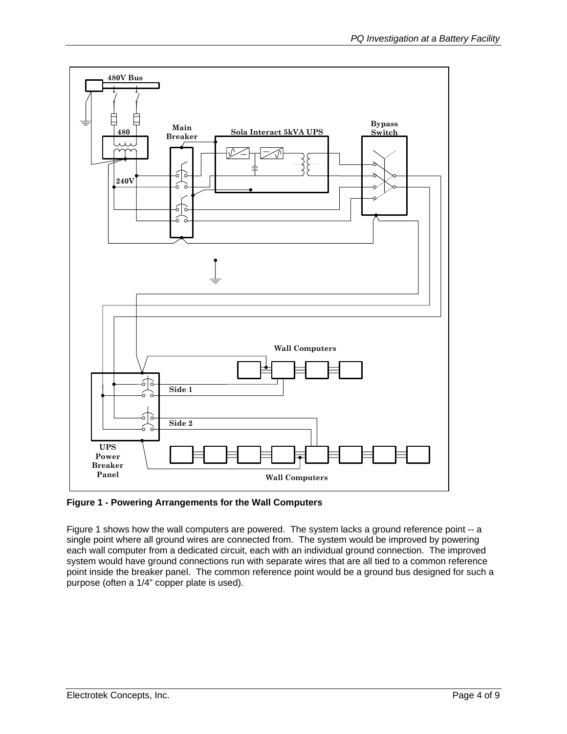**Figure 1 - Powering Arrangements for the Wall Computers**

Figure 1 shows how the wall computers are powered. The system lacks a ground reference point -- a single point where all ground wires are connected from. The system would be improved by powering each wall computer from a dedicated circuit, each with an individual ground connection. The improved system would have ground connections run with separate wires that are all tied to a common reference point inside the breaker panel. The common reference point would be a ground bus designed for such a purpose (often a 1/4" copper plate is used).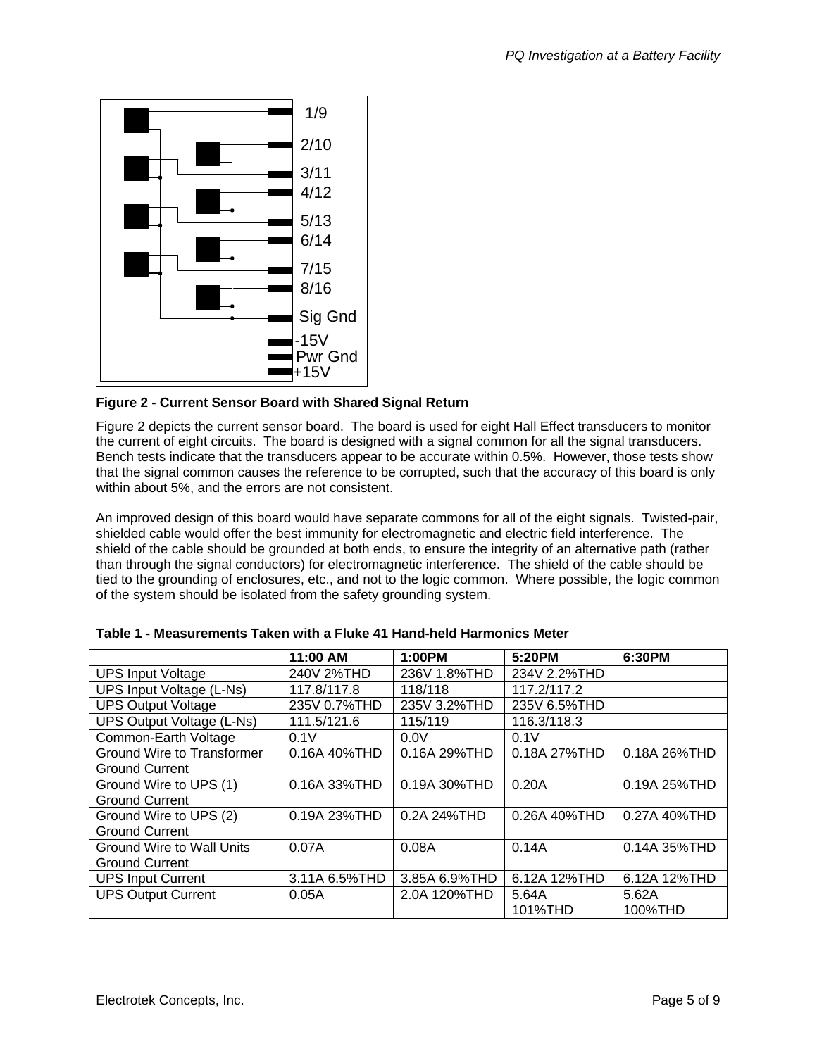1/9

2/10

3/11

4/12

5/13

6/14

7/15

8/16

Sig Gnd

-15V

Pwr Gnd

+15V

**Figure 2 - Current Sensor Board with Shared Signal Return**

Figure 2 depicts the current sensor board. The board is used for eight Hall Effect transducers to monitor the current of eight circuits. The board is designed with a signal common for all the signal transducers. Bench tests indicate that the transducers appear to be accurate within 0.5%. However, those tests show that the signal common causes the reference to be corrupted, such that the accuracy of this board is only within about 5%, and the errors are not consistent.

An improved design of this board would have separate commons for all of the eight signals. Twisted-pair, shielded cable would offer the best immunity for electromagnetic and electric field interference. The shield of the cable should be grounded at both ends, to ensure the integrity of an alternative path (rather than through the signal conductors) for electromagnetic interference. The shield of the cable should be tied to the grounding of enclosures, etc., and not to the logic common. Where possible, the logic common of the system should be isolated from the safety grounding system.

**Table 1 - Measurements Taken with a Fluke 41 Hand-held Harmonics Meter**

| | 11:00 AM | 1:00PM | 5:20PM | 6:30PM |
|---|---|---|---|---|
| UPS Input Voltage | 240V 2%THD | 236V 1.8%THD | 234V 2.2%THD | |
| UPS Input Voltage (L-Ns) | 117.8/117.8 | 118/118 | 117.2/117.2 | |
| UPS Output Voltage | 235V 0.7%THD | 235V 3.2%THD | 235V 6.5%THD | |
| UPS Output Voltage (L-Ns) | 111.5/121.6 | 115/119 | 116.3/118.3 | |
| Common-Earth Voltage | 0.1V | 0.0V | 0.1V | |
| Ground Wire to Transformer Ground Current | 0.16A 40%THD | 0.16A 29%THD | 0.18A 27%THD | 0.18A 26%THD |
| Ground Wire to UPS (1) Ground Current | 0.16A 33%THD | 0.19A 30%THD | 0.20A | 0.19A 25%THD |
| Ground Wire to UPS (2) Ground Current | 0.19A 23%THD | 0.2A 24%THD | 0.26A 40%THD | 0.27A 40%THD |
| Ground Wire to Wall Units Ground Current | 0.07A | 0.08A | 0.14A | 0.14A 35%THD |
| UPS Input Current | 3.11A 6.5%THD | 3.85A 6.9%THD | 6.12A 12%THD | 6.12A 12%THD |
| UPS Output Current | 0.05A | 2.0A 120%THD | 5.64A 101%THD | 5.62A 100%THD |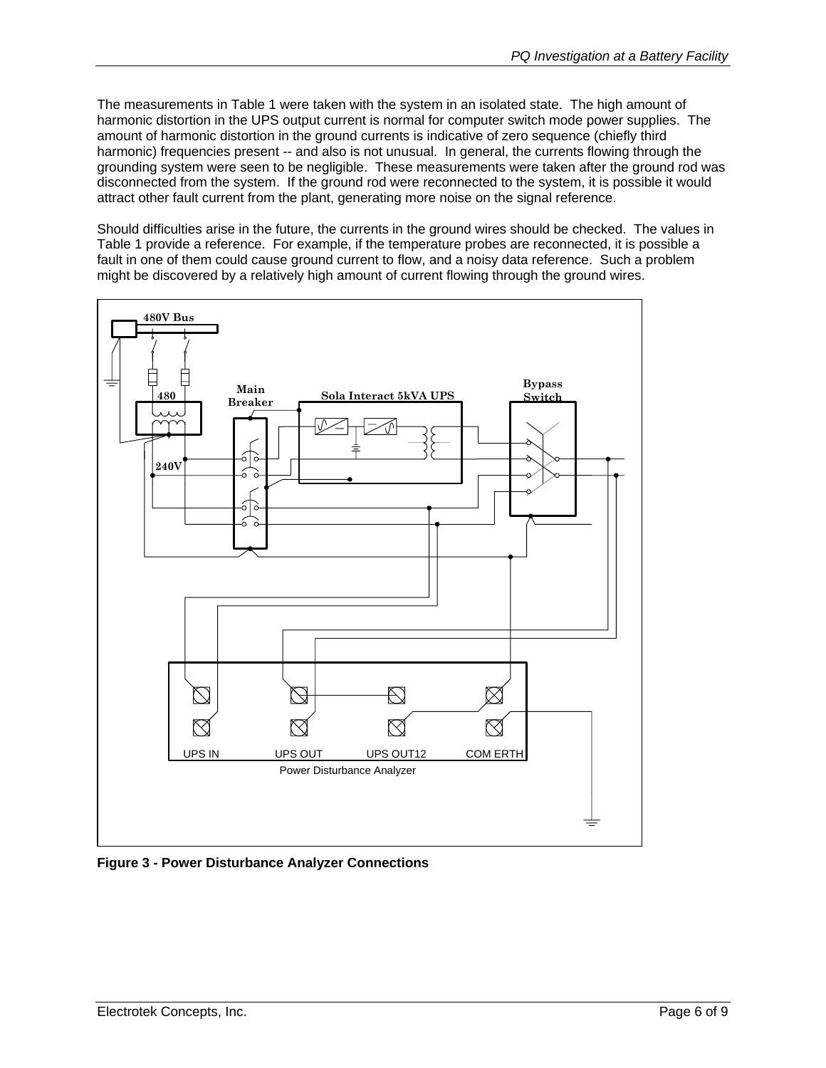The measurements in Table 1 were taken with the system in an isolated state. The high amount of harmonic distortion in the UPS output current is normal for computer switch mode power supplies. The amount of harmonic distortion in the ground currents is indicative of zero sequence (chiefly third harmonic) frequencies present -- and also is not unusual. In general, the currents flowing through the grounding system were seen to be negligible. These measurements were taken after the ground rod was disconnected from the system. If the ground rod were reconnected to the system, it is possible it would attract other fault current from the plant, generating more noise on the signal reference.

Should difficulties arise in the future, the currents in the ground wires should be checked. The values in Table 1 provide a reference. For example, if the temperature probes are reconnected, it is possible a fault in one of them could cause ground current to flow, and a noisy data reference. Such a problem might be discovered by a relatively high amount of current flowing through the ground wires.

**Figure 3 - Power Disturbance Analyzer Connections**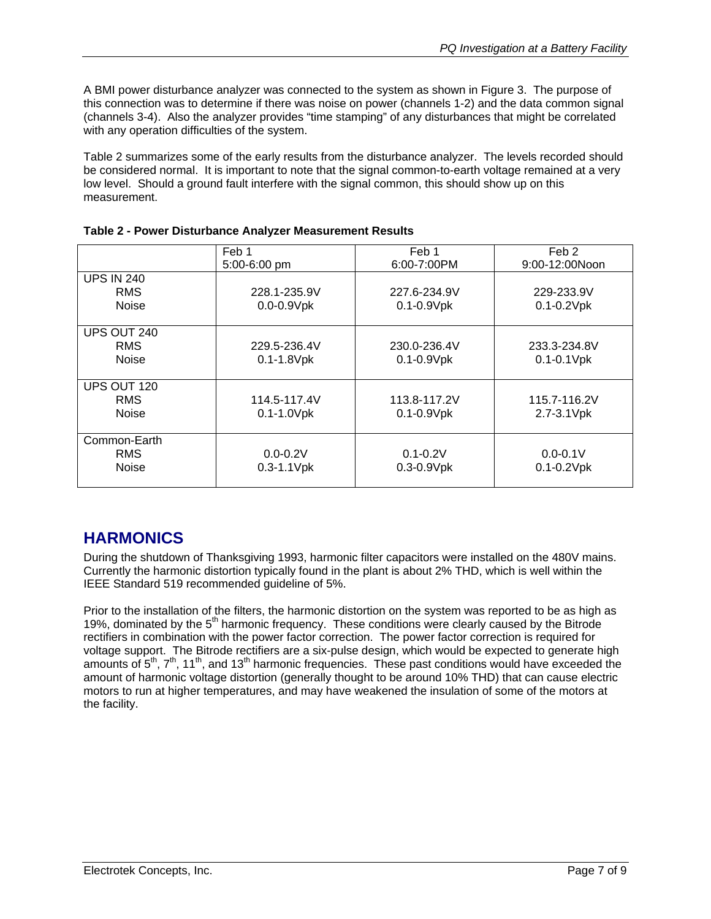A BMI power disturbance analyzer was connected to the system as shown in Figure 3. The purpose of this connection was to determine if there was noise on power (channels 1-2) and the data common signal (channels 3-4). Also the analyzer provides "time stamping" of any disturbances that might be correlated with any operation difficulties of the system.

Table 2 summarizes some of the early results from the disturbance analyzer. The levels recorded should be considered normal. It is important to note that the signal common-to-earth voltage remained at a very low level. Should a ground fault interfere with the signal common, this should show up on this measurement.

**Table 2 - Power Disturbance Analyzer Measurement Results**

| | Feb 1 5:00-6:00 pm | Feb 1 6:00-7:00PM | Feb 2 9:00-12:00Noon |
|---|---|---|---|
| UPS IN 240 | | | |
| RMS | 228.1-235.9V | 227.6-234.9V | 229-233.9V |
| Noise | 0.0-0.9Vpk | 0.1-0.9Vpk | 0.1-0.2Vpk |
| UPS OUT 240 | | | |
| RMS | 229.5-236.4V | 230.0-236.4V | 233.3-234.8V |
| Noise | 0.1-1.8Vpk | 0.1-0.9Vpk | 0.1-0.1Vpk |
| UPS OUT 120 | | | |
| RMS | 114.5-117.4V | 113.8-117.2V | 115.7-116.2V |
| Noise | 0.1-1.0Vpk | 0.1-0.9Vpk | 2.7-3.1Vpk |
| Common-Earth | | | |
| RMS | 0.0-0.2V | 0.1-0.2V | 0.0-0.1V |
| Noise | 0.3-1.1Vpk | 0.3-0.9Vpk | 0.1-0.2Vpk |

## HARMONICS

During the shutdown of Thanksgiving 1993, harmonic filter capacitors were installed on the 480V mains. Currently the harmonic distortion typically found in the plant is about 2% THD, which is well within the IEEE Standard 519 recommended guideline of 5%.

Prior to the installation of the filters, the harmonic distortion on the system was reported to be as high as 19%, dominated by the 5$^{th}$ harmonic frequency. These conditions were clearly caused by the Bitrode rectifiers in combination with the power factor correction. The power factor correction is required for voltage support. The Bitrode rectifiers are a six-pulse design, which would be expected to generate high amounts of 5$^{th}$, 7$^{th}$, 11$^{th}$, and 13$^{th}$ harmonic frequencies. These past conditions would have exceeded the amount of harmonic voltage distortion (generally thought to be around 10% THD) that can cause electric motors to run at higher temperatures, and may have weakened the insulation of some of the motors at the facility.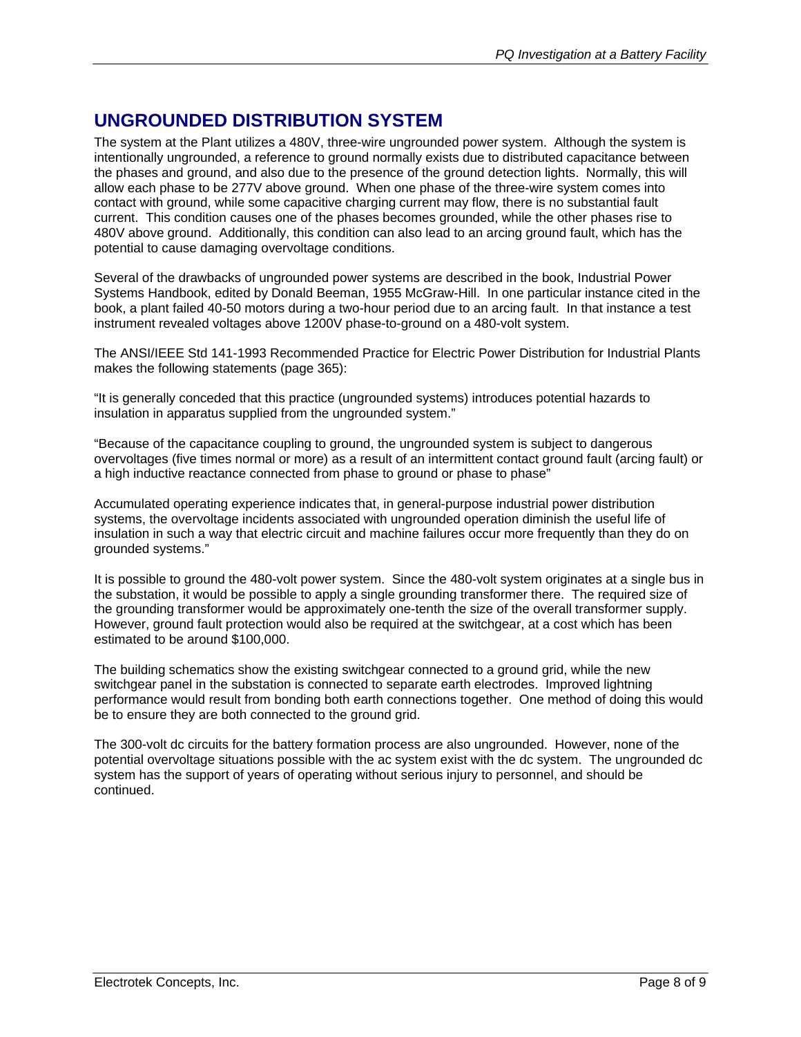## UNGROUNDED DISTRIBUTION SYSTEM

The system at the Plant utilizes a 480V, three-wire ungrounded power system. Although the system is intentionally ungrounded, a reference to ground normally exists due to distributed capacitance between the phases and ground, and also due to the presence of the ground detection lights. Normally, this will allow each phase to be 277V above ground. When one phase of the three-wire system comes into contact with ground, while some capacitive charging current may flow, there is no substantial fault current. This condition causes one of the phases becomes grounded, while the other phases rise to 480V above ground. Additionally, this condition can also lead to an arcing ground fault, which has the potential to cause damaging overvoltage conditions.

Several of the drawbacks of ungrounded power systems are described in the book, Industrial Power Systems Handbook, edited by Donald Beeman, 1955 McGraw-Hill. In one particular instance cited in the book, a plant failed 40-50 motors during a two-hour period due to an arcing fault. In that instance a test instrument revealed voltages above 1200V phase-to-ground on a 480-volt system.

The ANSI/IEEE Std 141-1993 Recommended Practice for Electric Power Distribution for Industrial Plants makes the following statements (page 365):

"It is generally conceded that this practice (ungrounded systems) introduces potential hazards to insulation in apparatus supplied from the ungrounded system."

"Because of the capacitance coupling to ground, the ungrounded system is subject to dangerous overvoltages (five times normal or more) as a result of an intermittent contact ground fault (arcing fault) or a high inductive reactance connected from phase to ground or phase to phase"

Accumulated operating experience indicates that, in general-purpose industrial power distribution systems, the overvoltage incidents associated with ungrounded operation diminish the useful life of insulation in such a way that electric circuit and machine failures occur more frequently than they do on grounded systems."

It is possible to ground the 480-volt power system. Since the 480-volt system originates at a single bus in the substation, it would be possible to apply a single grounding transformer there. The required size of the grounding transformer would be approximately one-tenth the size of the overall transformer supply. However, ground fault protection would also be required at the switchgear, at a cost which has been estimated to be around $100,000.

The building schematics show the existing switchgear connected to a ground grid, while the new switchgear panel in the substation is connected to separate earth electrodes. Improved lightning performance would result from bonding both earth connections together. One method of doing this would be to ensure they are both connected to the ground grid.

The 300-volt dc circuits for the battery formation process are also ungrounded. However, none of the potential overvoltage situations possible with the ac system exist with the dc system. The ungrounded dc system has the support of years of operating without serious injury to personnel, and should be continued.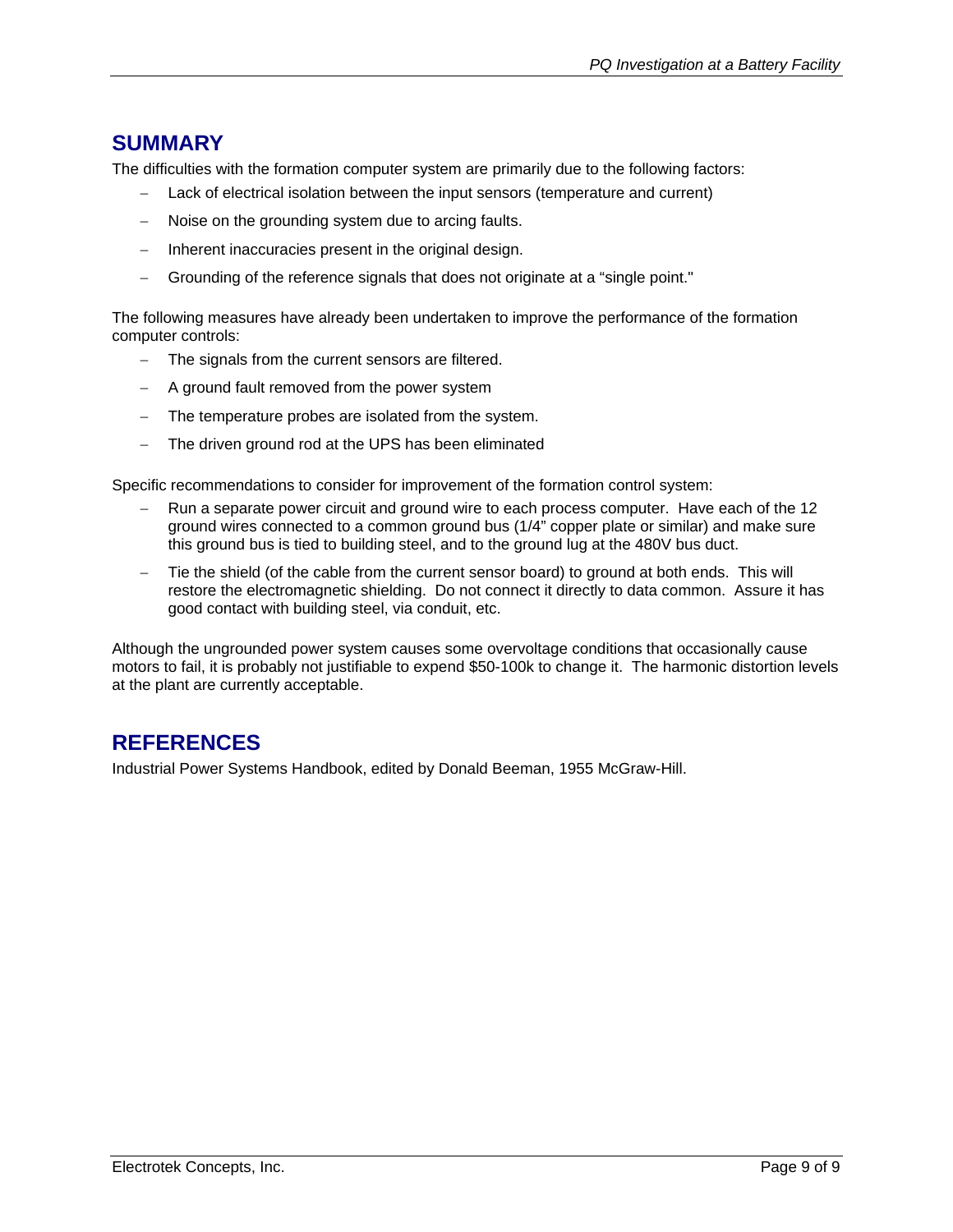## SUMMARY

The difficulties with the formation computer system are primarily due to the following factors:

- Lack of electrical isolation between the input sensors (temperature and current)
- Noise on the grounding system due to arcing faults.
- Inherent inaccuracies present in the original design.
- Grounding of the reference signals that does not originate at a "single point."

The following measures have already been undertaken to improve the performance of the formation computer controls:

- The signals from the current sensors are filtered.
- A ground fault removed from the power system
- The temperature probes are isolated from the system.
- The driven ground rod at the UPS has been eliminated

Specific recommendations to consider for improvement of the formation control system:

- Run a separate power circuit and ground wire to each process computer. Have each of the 12 ground wires connected to a common ground bus (1/4" copper plate or similar) and make sure this ground bus is tied to building steel, and to the ground lug at the 480V bus duct.
- Tie the shield (of the cable from the current sensor board) to ground at both ends. This will restore the electromagnetic shielding. Do not connect it directly to data common. Assure it has good contact with building steel, via conduit, etc.

Although the ungrounded power system causes some overvoltage conditions that occasionally cause motors to fail, it is probably not justifiable to expend $50-100k to change it. The harmonic distortion levels at the plant are currently acceptable.

## REFERENCES

Industrial Power Systems Handbook, edited by Donald Beeman, 1955 McGraw-Hill.